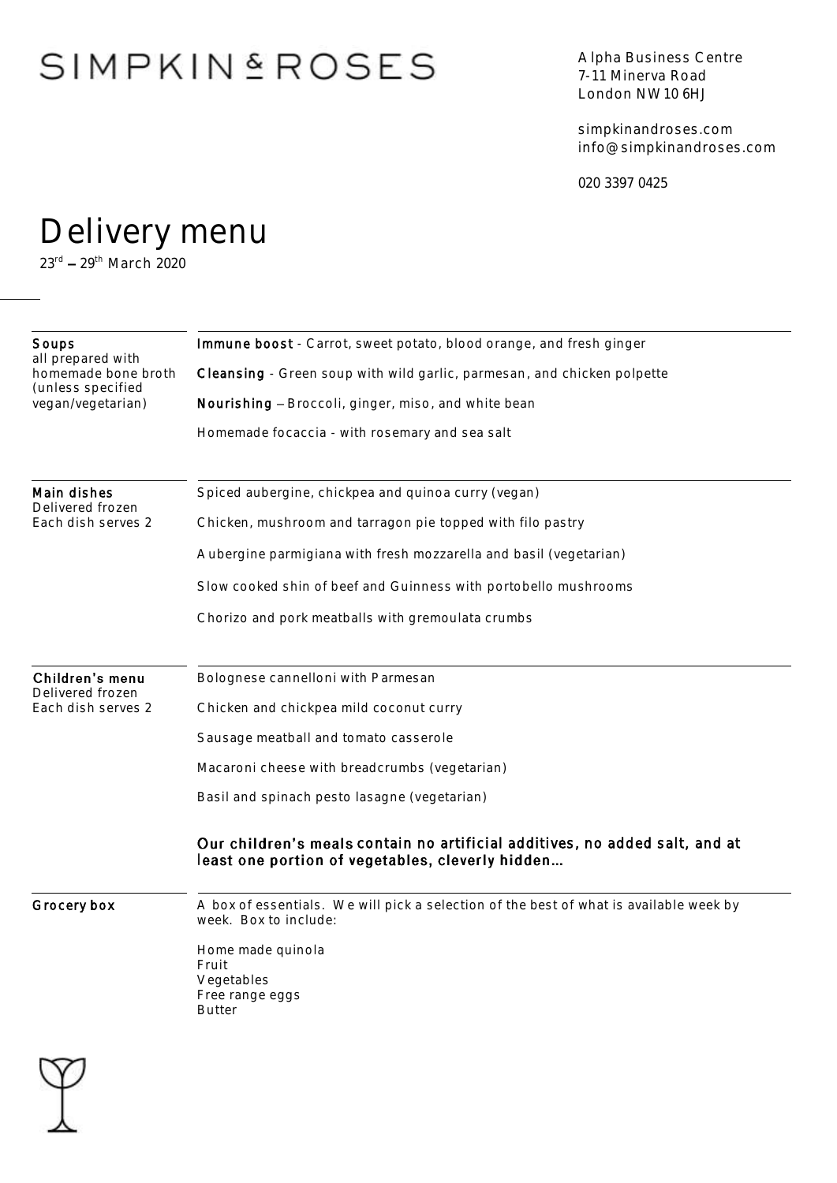# SIMPKIN & ROSES

Alpha Business Centre
7-11 Minerva Road
London NW10 6HJ

simpkinandroses.com
info@simpkinandroses.com

020 3397 0425

# Delivery menu

23rd – 29th March 2020

## Soups

all prepared with homemade bone broth (unless specified vegan/vegetarian)

**Immune boost** - Carrot, sweet potato, blood orange, and fresh ginger

**Cleansing** - Green soup with wild garlic, parmesan, and chicken polpette

**Nourishing** – Broccoli, ginger, miso, and white bean

Homemade focaccia - with rosemary and sea salt

## Main dishes

Delivered frozen
Each dish serves 2

Spiced aubergine, chickpea and quinoa curry (vegan)

Chicken, mushroom and tarragon pie topped with filo pastry

Aubergine parmigiana with fresh mozzarella and basil (vegetarian)

Slow cooked shin of beef and Guinness with portobello mushrooms

Chorizo and pork meatballs with gremoulata crumbs

## Children's menu

Delivered frozen
Each dish serves 2

Bolognese cannelloni with Parmesan

Chicken and chickpea mild coconut curry

Sausage meatball and tomato casserole

Macaroni cheese with breadcrumbs (vegetarian)

Basil and spinach pesto lasagne (vegetarian)

**Our children's meals contain no artificial additives, no added salt, and at least one portion of vegetables, cleverly hidden…**

## Grocery box

A box of essentials. We will pick a selection of the best of what is available week by week. Box to include:

Home made quinola
Fruit
Vegetables
Free range eggs
Butter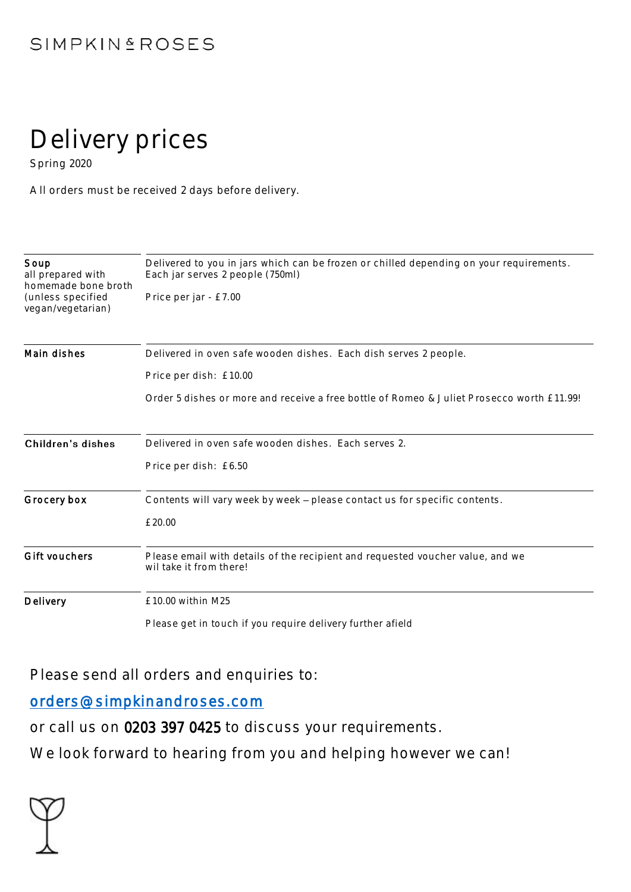SIMPKIN & ROSES

# Delivery prices

Spring 2020

All orders must be received 2 days before delivery.

| | |
|---|---|
| **Soup**<br>all prepared with homemade bone broth (unless specified vegan/vegetarian) | Delivered to you in jars which can be frozen or chilled depending on your requirements. Each jar serves 2 people (750ml)<br><br>Price per jar - £7.00 |
| **Main dishes** | Delivered in oven safe wooden dishes. Each dish serves 2 people.<br><br>Price per dish: £10.00<br><br>Order 5 dishes or more and receive a free bottle of Romeo & Juliet Prosecco worth £11.99! |
| **Children's dishes** | Delivered in oven safe wooden dishes. Each serves 2.<br><br>Price per dish: £6.50 |
| **Grocery box** | Contents will vary week by week – please contact us for specific contents.<br><br>£20.00 |
| **Gift vouchers** | Please email with details of the recipient and requested voucher value, and we wil take it from there! |
| **Delivery** | £10.00 within M25<br><br>Please get in touch if you require delivery further afield |

Please send all orders and enquiries to:

orders@simpkinandroses.com

or call us on **0203 397 0425** to discuss your requirements.

We look forward to hearing from you and helping however we can!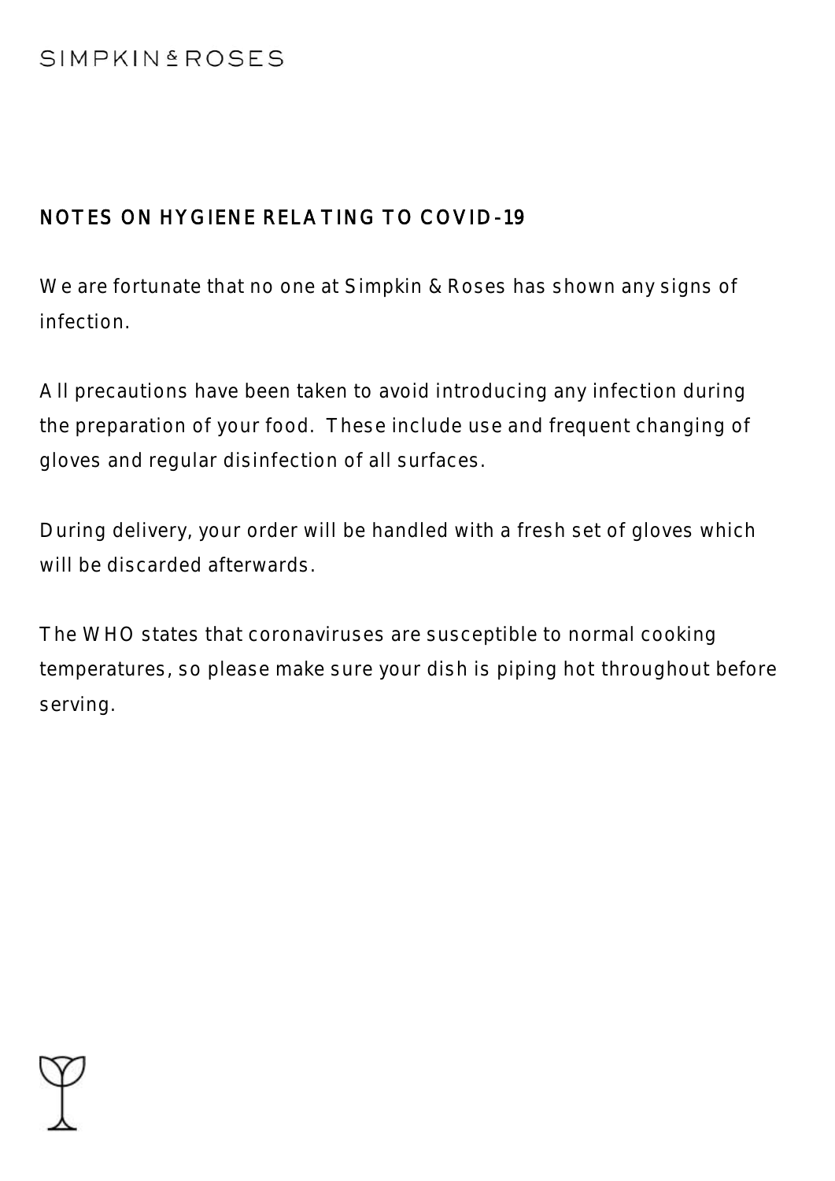## NOTES ON HYGIENE RELATING TO COVID-19

We are fortunate that no one at Simpkin & Roses has shown any signs of infection.

All precautions have been taken to avoid introducing any infection during the preparation of your food. These include use and frequent changing of gloves and regular disinfection of all surfaces.

During delivery, your order will be handled with a fresh set of gloves which will be discarded afterwards.

The WHO states that coronaviruses are susceptible to normal cooking temperatures, so please make sure your dish is piping hot throughout before serving.